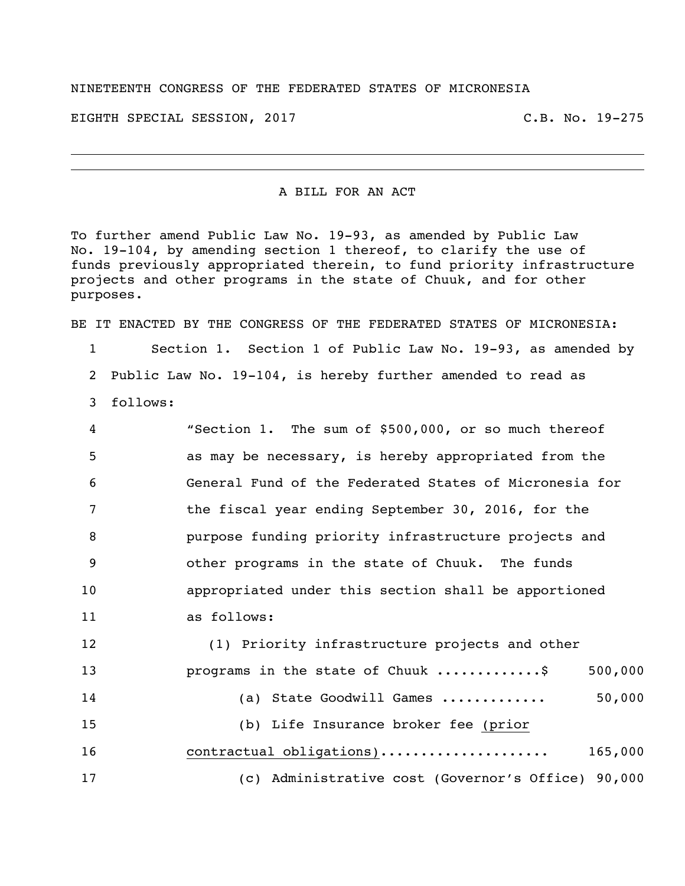NINETEENTH CONGRESS OF THE FEDERATED STATES OF MICRONESIA

EIGHTH SPECIAL SESSION, 2017 C.B. No. 19-275

---

A BILL FOR AN ACT

To further amend Public Law No. 19-93, as amended by Public Law No. 19-104, by amending section 1 thereof, to clarify the use of funds previously appropriated therein, to fund priority infrastructure projects and other programs in the state of Chuuk, and for other purposes.

BE IT ENACTED BY THE CONGRESS OF THE FEDERATED STATES OF MICRONESIA:

1 Section 1. Section 1 of Public Law No. 19-93, as amended by
2 Public Law No. 19-104, is hereby further amended to read as
3 follows:

4 "Section 1. The sum of $500,000, or so much thereof
5 as may be necessary, is hereby appropriated from the
6 General Fund of the Federated States of Micronesia for
7 the fiscal year ending September 30, 2016, for the
8 purpose funding priority infrastructure projects and
9 other programs in the state of Chuuk. The funds
10 appropriated under this section shall be apportioned
11 as follows:

12 (1) Priority infrastructure projects and other
13 programs in the state of Chuuk .............$ 500,000
14 (a) State Goodwill Games ............ 50,000
15 (b) Life Insurance broker fee <u>(prior
16 contractual obligations)</u>.................... 165,000
17 (c) Administrative cost (Governor's Office) 90,000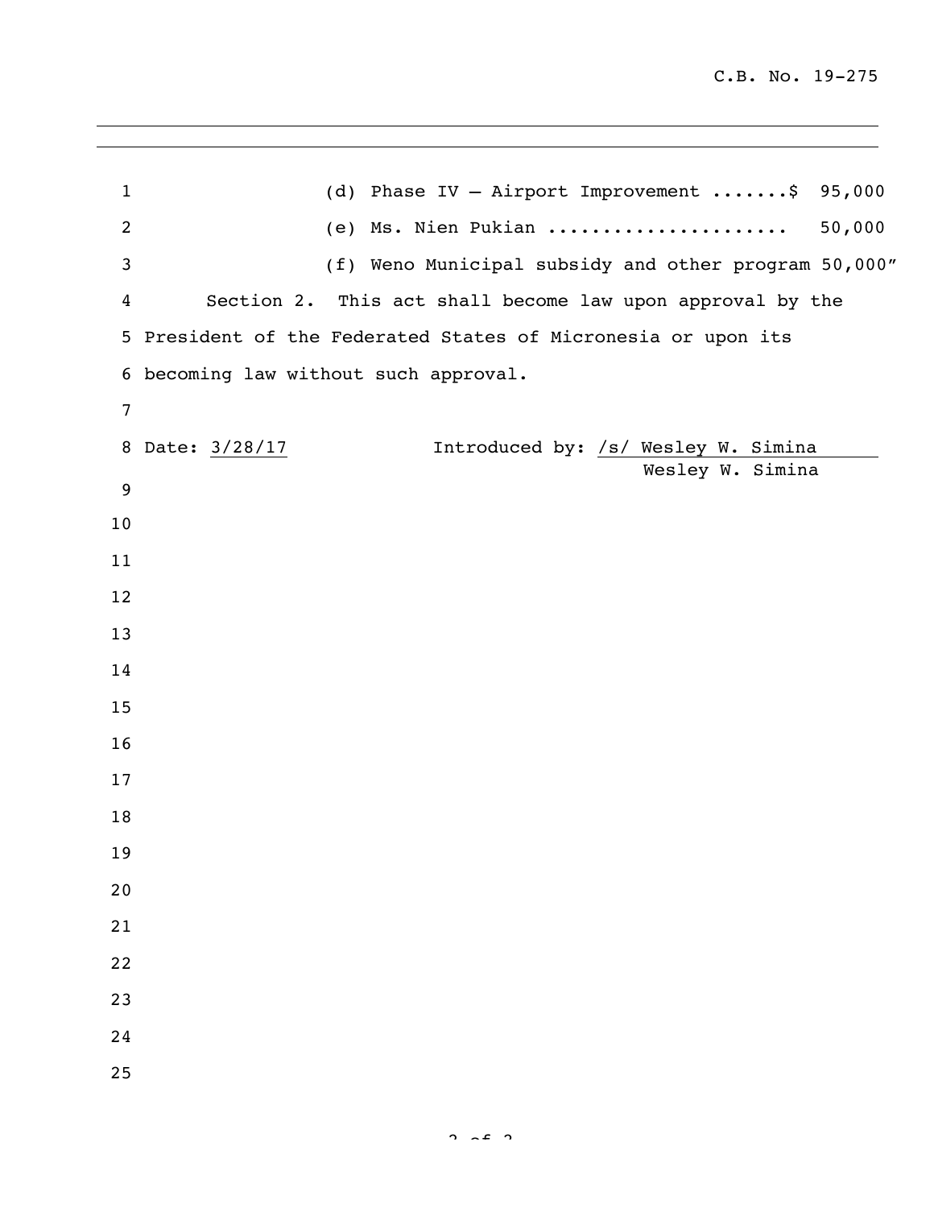(d) Phase IV – Airport Improvement .......$ 95,000

(e) Ms. Nien Pukian ..................... 50,000

(f) Weno Municipal subsidy and other program 50,000"

Section 2. This act shall become law upon approval by the President of the Federated States of Micronesia or upon its becoming law without such approval.

Date: 3/28/17 Introduced by: /s/ Wesley W. Simina

Wesley W. Simina